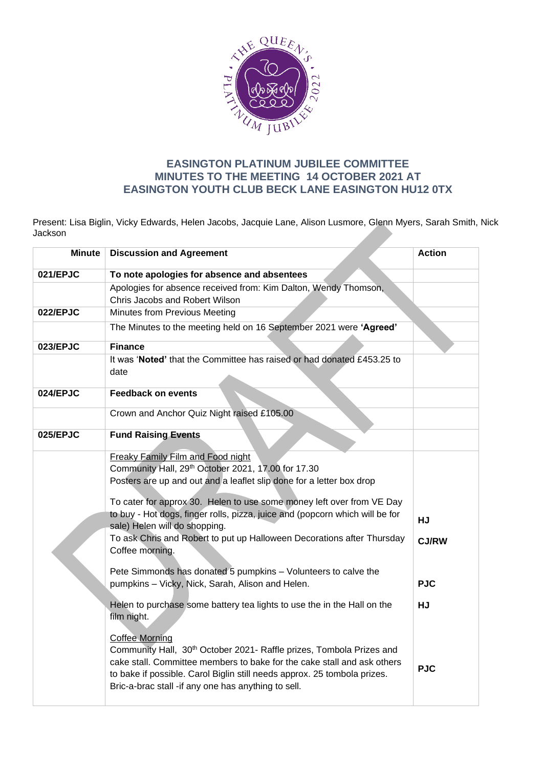# EASINGTON PLATINUM JUBILEE COMMITTEE
## MINUTES TO THE MEETING 14 OCTOBER 2021 AT EASINGTON YOUTH CLUB BECK LANE EASINGTON HU12 0TX

Present: Lisa Biglin, Vicky Edwards, Helen Jacobs, Jacquie Lane, Alison Lusmore, Glenn Myers, Sarah Smith, Nick Jackson

| Minute | Discussion and Agreement | Action |
|---|---|---|
| 021/EPJC | **To note apologies for absence and absentees** | |
| | Apologies for absence received from: Kim Dalton, Wendy Thomson, Chris Jacobs and Robert Wilson | |
| 022/EPJC | Minutes from Previous Meeting | |
| | The Minutes to the meeting held on 16 September 2021 were **'Agreed'** | |
| 023/EPJC | **Finance** | |
| | It was '**Noted'** that the Committee has raised or had donated £453.25 to date | |
| 024/EPJC | **Feedback on events** | |
| | Crown and Anchor Quiz Night raised £105.00 | |
| 025/EPJC | **Fund Raising Events** | |
| | <u>Freaky Family Film and Food night</u><br>Community Hall, 29th October 2021, 17.00 for 17.30<br>Posters are up and out and a leaflet slip done for a letter box drop | |
| | To cater for approx 30. Helen to use some money left over from VE Day to buy - Hot dogs, finger rolls, pizza, juice and (popcorn which will be for sale) Helen will do shopping. | **HJ** |
| | To ask Chris and Robert to put up Halloween Decorations after Thursday Coffee morning. | **CJ/RW** |
| | Pete Simmonds has donated 5 pumpkins – Volunteers to calve the pumpkins – Vicky, Nick, Sarah, Alison and Helen. | **PJC** |
| | Helen to purchase some battery tea lights to use the in the Hall on the film night. | **HJ** |
| | <u>Coffee Morning</u><br>Community Hall, 30th October 2021- Raffle prizes, Tombola Prizes and cake stall. Committee members to bake for the cake stall and ask others to bake if possible. Carol Biglin still needs approx. 25 tombola prizes. Bric-a-brac stall -if any one has anything to sell. | **PJC** |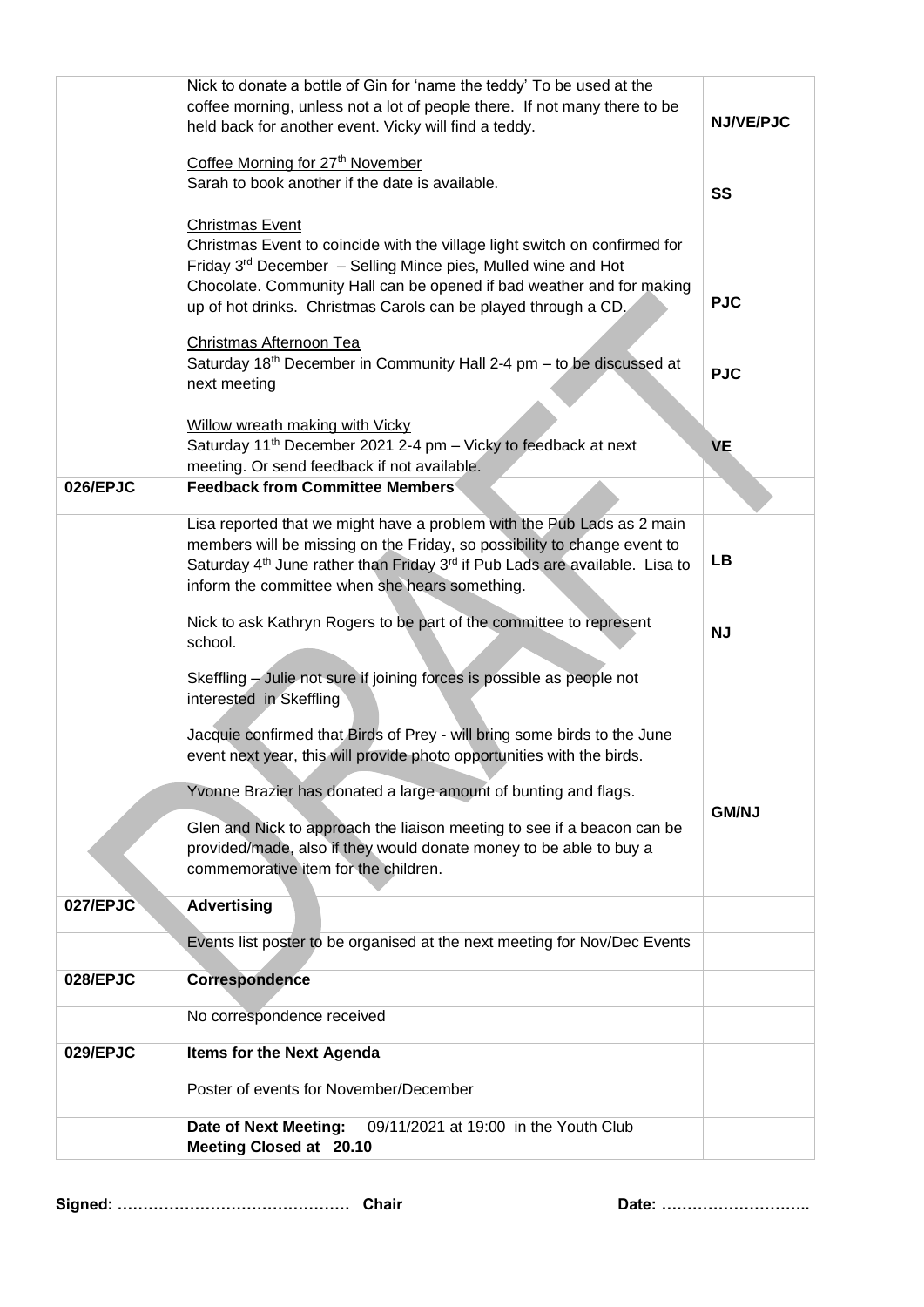| | | |
|---|---|---|
| | Nick to donate a bottle of Gin for 'name the teddy' To be used at the coffee morning, unless not a lot of people there. If not many there to be held back for another event. Vicky will find a teddy. | NJ/VE/PJC |
| | Coffee Morning for 27th November<br>Sarah to book another if the date is available. | SS |
| | Christmas Event<br>Christmas Event to coincide with the village light switch on confirmed for Friday 3rd December – Selling Mince pies, Mulled wine and Hot Chocolate. Community Hall can be opened if bad weather and for making up of hot drinks. Christmas Carols can be played through a CD. | PJC |
| | Christmas Afternoon Tea<br>Saturday 18th December in Community Hall 2-4 pm – to be discussed at next meeting | PJC |
| | Willow wreath making with Vicky<br>Saturday 11th December 2021 2-4 pm – Vicky to feedback at next meeting. Or send feedback if not available. | VE |
| **026/EPJC** | **Feedback from Committee Members** | |
| | Lisa reported that we might have a problem with the Pub Lads as 2 main members will be missing on the Friday, so possibility to change event to Saturday 4th June rather than Friday 3rd if Pub Lads are available. Lisa to inform the committee when she hears something. | LB |
| | Nick to ask Kathryn Rogers to be part of the committee to represent school. | NJ |
| | Skeffling – Julie not sure if joining forces is possible as people not interested in Skeffling | |
| | Jacquie confirmed that Birds of Prey - will bring some birds to the June event next year, this will provide photo opportunities with the birds. | |
| | Yvonne Brazier has donated a large amount of bunting and flags. | |
| | Glen and Nick to approach the liaison meeting to see if a beacon can be provided/made, also if they would donate money to be able to buy a commemorative item for the children. | GM/NJ |
| **027/EPJC** | **Advertising** | |
| | Events list poster to be organised at the next meeting for Nov/Dec Events | |
| **028/EPJC** | **Correspondence** | |
| | No correspondence received | |
| **029/EPJC** | **Items for the Next Agenda** | |
| | Poster of events for November/December | |
| | **Date of Next Meeting:** 09/11/2021 at 19:00 in the Youth Club<br>**Meeting Closed at 20.10** | |

**Signed: ……………………………………… Chair** **Date: ………………………..**

DRAFT